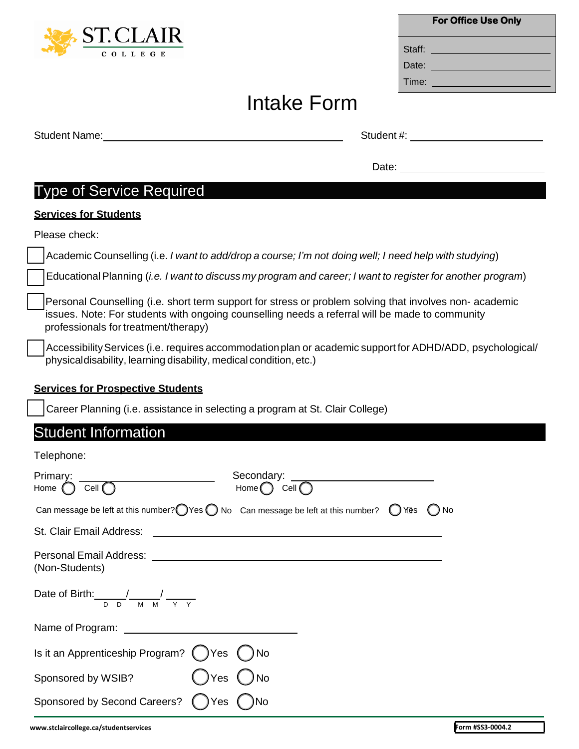ST. CLAIR COLLEGE

**For Office Use Only**

Staff: ____________________

Date: ____________________

Time: ____________________

# Intake Form

Student Name: ______________________________ Student #: ____________________

Date: ____________________

## Type of Service Required

**Services for Students**

Please check:

- ☐ Academic Counselling (i.e. *I want to add/drop a course; I'm not doing well; I need help with studying*)
- ☐ Educational Planning (*i.e. I want to discuss my program and career; I want to register for another program*)
- ☐ Personal Counselling (i.e. short term support for stress or problem solving that involves non- academic issues. Note: For students with ongoing counselling needs a referral will be made to community professionals for treatment/therapy)
- ☐ Accessibility Services (i.e. requires accommodation plan or academic support for ADHD/ADD, psychological/ physical disability, learning disability, medical condition, etc.)

**Services for Prospective Students**

- ☐ Career Planning (i.e. assistance in selecting a program at St. Clair College)

## Student Information

Telephone:

Primary: ____________________ Home ◯ Cell ◯

Can message be left at this number? ◯ Yes ◯ No

Secondary: ____________________ Home ◯ Cell ◯

Can message be left at this number? ◯ Yes ◯ No

St. Clair Email Address: ______________________________

Personal Email Address: ______________________________
(Non-Students)

Date of Birth: ____/____/____
D D / M M / Y Y

Name of Program: ____________________

Is it an Apprenticeship Program? ◯ Yes ◯ No

Sponsored by WSIB? ◯ Yes ◯ No

Sponsored by Second Careers? ◯ Yes ◯ No

www.stclaircollege.ca/studentservices

Form #SS3-0004.2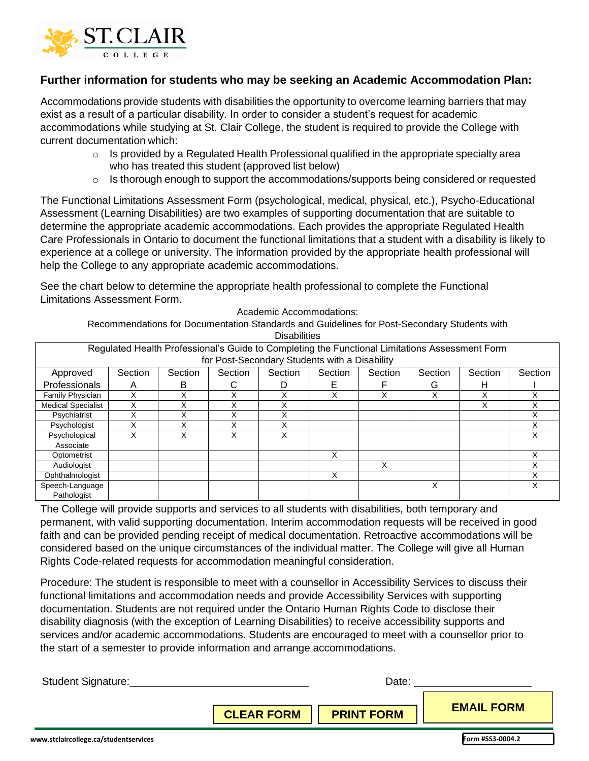**Further information for students who may be seeking an Academic Accommodation Plan:**

Accommodations provide students with disabilities the opportunity to overcome learning barriers that may exist as a result of a particular disability. In order to consider a student's request for academic accommodations while studying at St. Clair College, the student is required to provide the College with current documentation which:

- Is provided by a Regulated Health Professional qualified in the appropriate specialty area who has treated this student (approved list below)
- Is thorough enough to support the accommodations/supports being considered or requested

The Functional Limitations Assessment Form (psychological, medical, physical, etc.), Psycho-Educational Assessment (Learning Disabilities) are two examples of supporting documentation that are suitable to determine the appropriate academic accommodations. Each provides the appropriate Regulated Health Care Professionals in Ontario to document the functional limitations that a student with a disability is likely to experience at a college or university. The information provided by the appropriate health professional will help the College to any appropriate academic accommodations.

See the chart below to determine the appropriate health professional to complete the Functional Limitations Assessment Form.

Academic Accommodations:
Recommendations for Documentation Standards and Guidelines for Post-Secondary Students with Disabilities

Regulated Health Professional's Guide to Completing the Functional Limitations Assessment Form for Post-Secondary Students with a Disability

| Approved Professionals | Section A | Section B | Section C | Section D | Section E | Section F | Section G | Section H | Section I |
|---|---|---|---|---|---|---|---|---|---|
| Family Physician | X | X | X | X | X | X | X | X | X |
| Medical Specialist | X | X | X | X | | | | X | X |
| Psychiatrist | X | X | X | X | | | | | X |
| Psychologist | X | X | X | X | | | | | X |
| Psychological Associate | X | X | X | X | | | | | X |
| Optometrist | | | | | X | | | | X |
| Audiologist | | | | | | X | | | X |
| Ophthalmologist | | | | | X | | | | X |
| Speech-Language Pathologist | | | | | | | X | | X |

The College will provide supports and services to all students with disabilities, both temporary and permanent, with valid supporting documentation. Interim accommodation requests will be received in good faith and can be provided pending receipt of medical documentation. Retroactive accommodations will be considered based on the unique circumstances of the individual matter. The College will give all Human Rights Code-related requests for accommodation meaningful consideration.

Procedure: The student is responsible to meet with a counsellor in Accessibility Services to discuss their functional limitations and accommodation needs and provide Accessibility Services with supporting documentation. Students are not required under the Ontario Human Rights Code to disclose their disability diagnosis (with the exception of Learning Disabilities) to receive accessibility supports and services and/or academic accommodations. Students are encouraged to meet with a counsellor prior to the start of a semester to provide information and arrange accommodations.

Student Signature: ______________________ Date: ______________

CLEAR FORM | PRINT FORM | EMAIL FORM

www.stclaircollege.ca/studentservices

Form #SS3-0004.2